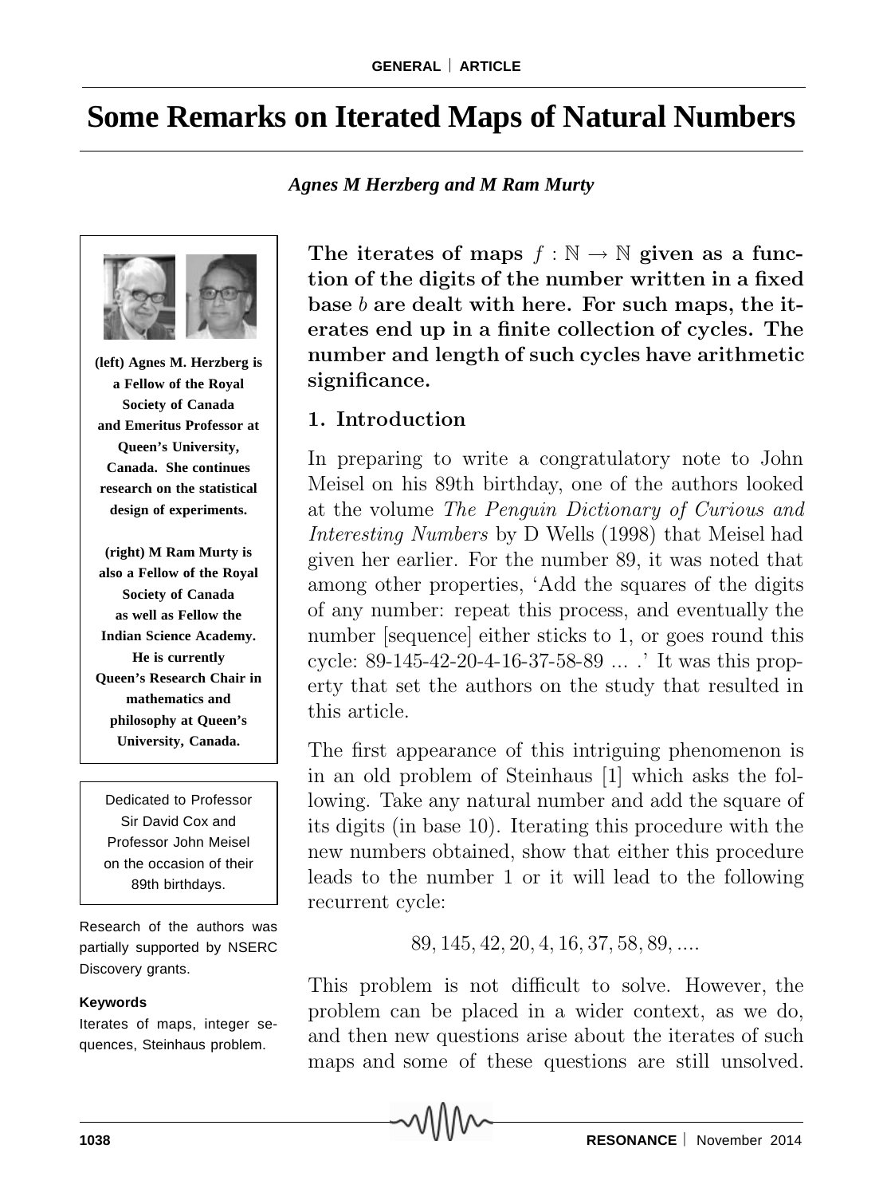# Some Remarks on Iterated Maps of Natural Numbers

***Agnes M Herzberg and M Ram Murty***

**(left) Agnes M. Herzberg is a Fellow of the Royal Society of Canada and Emeritus Professor at Queen's University, Canada. She continues research on the statistical design of experiments.**

**(right) M Ram Murty is also a Fellow of the Royal Society of Canada as well as Fellow the Indian Science Academy. He is currently Queen's Research Chair in mathematics and philosophy at Queen's University, Canada.**

Dedicated to Professor Sir David Cox and Professor John Meisel on the occasion of their 89th birthdays.

Research of the authors was partially supported by NSERC Discovery grants.

**Keywords**

Iterates of maps, integer sequences, Steinhaus problem.

**The iterates of maps $f : \mathbb{N} \to \mathbb{N}$ given as a function of the digits of the number written in a fixed base $b$ are dealt with here. For such maps, the iterates end up in a finite collection of cycles. The number and length of such cycles have arithmetic significance.**

## 1. Introduction

In preparing to write a congratulatory note to John Meisel on his 89th birthday, one of the authors looked at the volume *The Penguin Dictionary of Curious and Interesting Numbers* by D Wells (1998) that Meisel had given her earlier. For the number 89, it was noted that among other properties, 'Add the squares of the digits of any number: repeat this process, and eventually the number [sequence] either sticks to 1, or goes round this cycle: 89-145-42-20-4-16-37-58-89 ... .' It was this property that set the authors on the study that resulted in this article.

The first appearance of this intriguing phenomenon is in an old problem of Steinhaus [1] which asks the following. Take any natural number and add the square of its digits (in base 10). Iterating this procedure with the new numbers obtained, show that either this procedure leads to the number 1 or it will lead to the following recurrent cycle:

$$89, 145, 42, 20, 4, 16, 37, 58, 89, ....$$

This problem is not difficult to solve. However, the problem can be placed in a wider context, as we do, and then new questions arise about the iterates of such maps and some of these questions are still unsolved.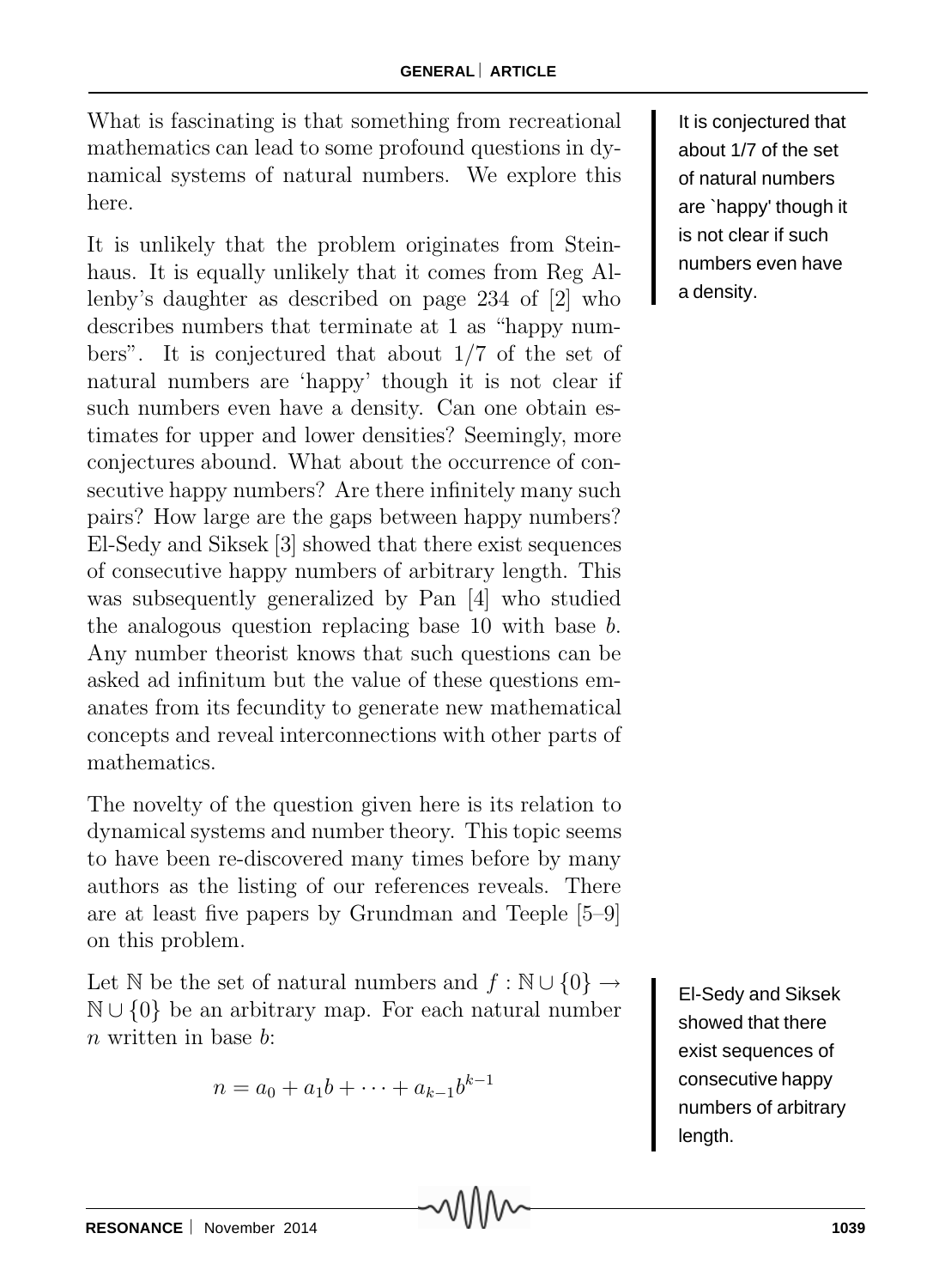What is fascinating is that something from recreational mathematics can lead to some profound questions in dynamical systems of natural numbers. We explore this here.

It is conjectured that about 1/7 of the set of natural numbers are `happy' though it is not clear if such numbers even have a density.

It is unlikely that the problem originates from Steinhaus. It is equally unlikely that it comes from Reg Allenby's daughter as described on page 234 of [2] who describes numbers that terminate at 1 as "happy numbers". It is conjectured that about 1/7 of the set of natural numbers are 'happy' though it is not clear if such numbers even have a density. Can one obtain estimates for upper and lower densities? Seemingly, more conjectures abound. What about the occurrence of consecutive happy numbers? Are there infinitely many such pairs? How large are the gaps between happy numbers? El-Sedy and Siksek [3] showed that there exist sequences of consecutive happy numbers of arbitrary length. This was subsequently generalized by Pan [4] who studied the analogous question replacing base 10 with base $b$. Any number theorist knows that such questions can be asked ad infinitum but the value of these questions emanates from its fecundity to generate new mathematical concepts and reveal interconnections with other parts of mathematics.

The novelty of the question given here is its relation to dynamical systems and number theory. This topic seems to have been re-discovered many times before by many authors as the listing of our references reveals. There are at least five papers by Grundman and Teeple [5–9] on this problem.

El-Sedy and Siksek showed that there exist sequences of consecutive happy numbers of arbitrary length.

Let $\mathbb{N}$ be the set of natural numbers and $f : \mathbb{N} \cup \{0\} \to \mathbb{N} \cup \{0\}$ be an arbitrary map. For each natural number $n$ written in base $b$:

$$n = a_0 + a_1 b + \cdots + a_{k-1} b^{k-1}$$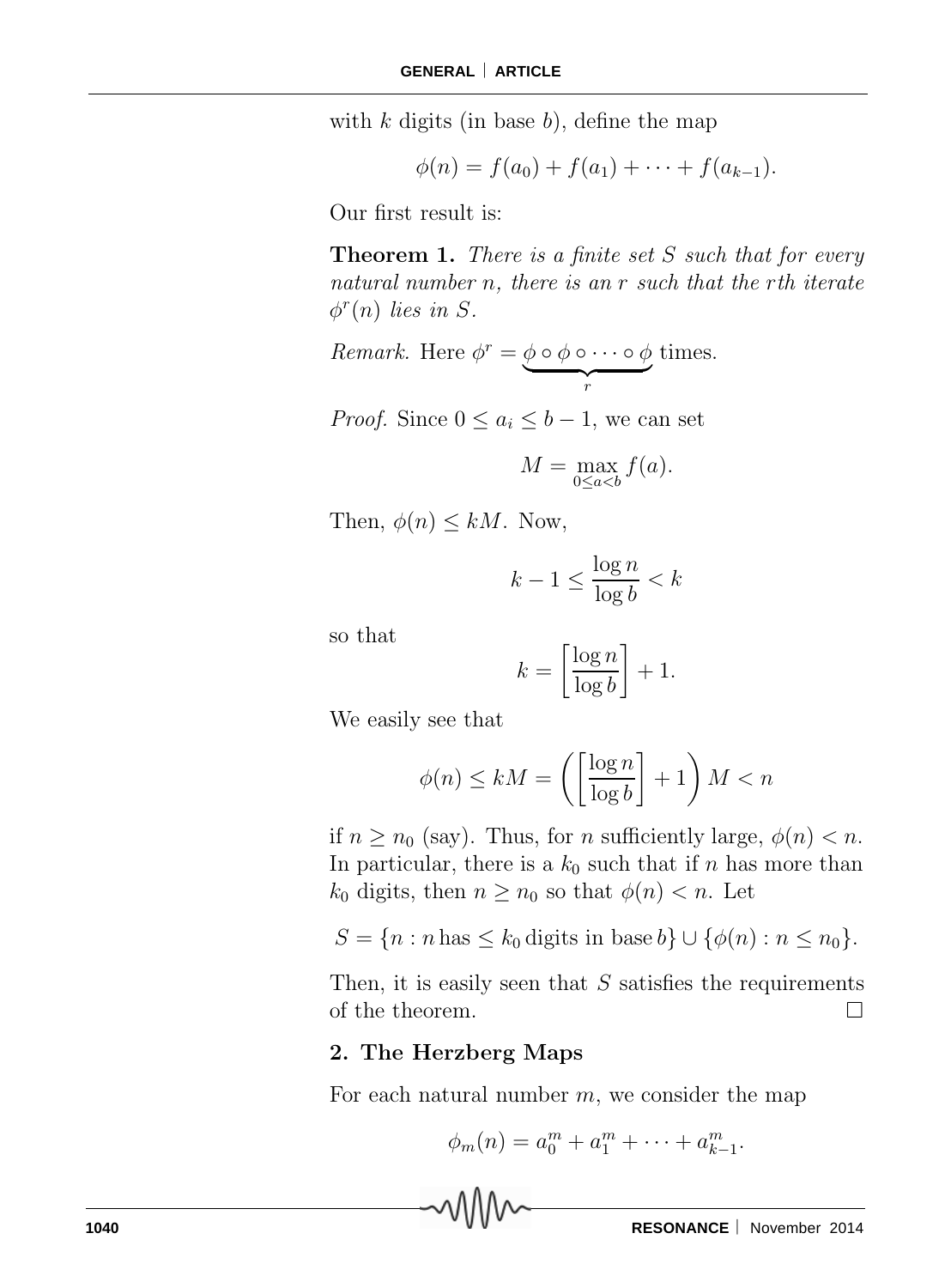with $k$ digits (in base $b$), define the map

$$\phi(n) = f(a_0) + f(a_1) + \cdots + f(a_{k-1}).$$

Our first result is:

**Theorem 1.** *There is a finite set $S$ such that for every natural number $n$, there is an $r$ such that the $r$th iterate $\phi^r(n)$ lies in $S$.*

*Remark.* Here $\phi^r = \underbrace{\phi \circ \phi \circ \cdots \circ \phi}_{r}$ times.

*Proof.* Since $0 \leq a_i \leq b-1$, we can set

$$M = \max_{0 \leq a < b} f(a).$$

Then, $\phi(n) \leq kM$. Now,

$$k - 1 \leq \frac{\log n}{\log b} < k$$

so that

$$k = \left[\frac{\log n}{\log b}\right] + 1.$$

We easily see that

$$\phi(n) \leq kM = \left(\left[\frac{\log n}{\log b}\right] + 1\right) M < n$$

if $n \geq n_0$ (say). Thus, for $n$ sufficiently large, $\phi(n) < n$. In particular, there is a $k_0$ such that if $n$ has more than $k_0$ digits, then $n \geq n_0$ so that $\phi(n) < n$. Let

$$S = \{n : n \,\text{has} \leq k_0 \,\text{digits in base}\, b\} \cup \{\phi(n) : n \leq n_0\}.$$

Then, it is easily seen that $S$ satisfies the requirements of the theorem. □

## 2. The Herzberg Maps

For each natural number $m$, we consider the map

$$\phi_m(n) = a_0^m + a_1^m + \cdots + a_{k-1}^m.$$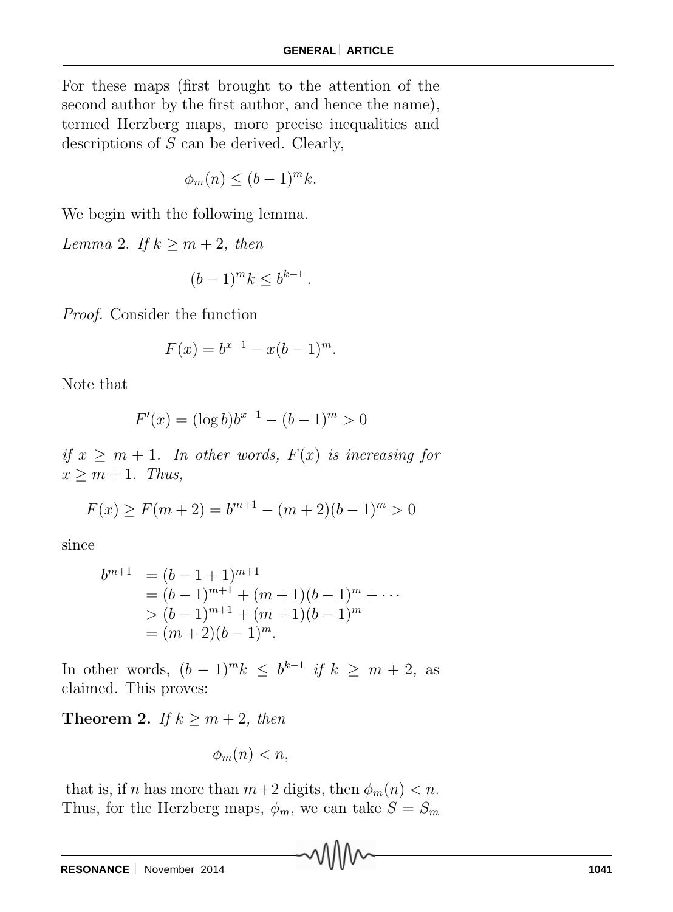For these maps (first brought to the attention of the second author by the first author, and hence the name), termed Herzberg maps, more precise inequalities and descriptions of $S$ can be derived. Clearly,

$$\phi_m(n) \leq (b-1)^m k.$$

We begin with the following lemma.

*Lemma* 2. *If $k \geq m+2$, then*

$$(b-1)^m k \leq b^{k-1}.$$

*Proof.* Consider the function

$$F(x) = b^{x-1} - x(b-1)^m.$$

Note that

$$F'(x) = (\log b)b^{x-1} - (b-1)^m > 0$$

*if $x \geq m+1$. In other words, $F(x)$ is increasing for $x \geq m+1$. Thus,*

$$F(x) \geq F(m+2) = b^{m+1} - (m+2)(b-1)^m > 0$$

since

$$\begin{aligned} b^{m+1} &= (b-1+1)^{m+1} \\ &= (b-1)^{m+1} + (m+1)(b-1)^m + \cdots \\ &> (b-1)^{m+1} + (m+1)(b-1)^m \\ &= (m+2)(b-1)^m. \end{aligned}$$

In other words, $(b-1)^m k \leq b^{k-1}$ *if $k \geq m+2$,* as claimed. This proves:

**Theorem 2.** *If $k \geq m+2$, then*

$$\phi_m(n) < n,$$

that is, if $n$ has more than $m+2$ digits, then $\phi_m(n) < n$. Thus, for the Herzberg maps, $\phi_m$, we can take $S = S_m$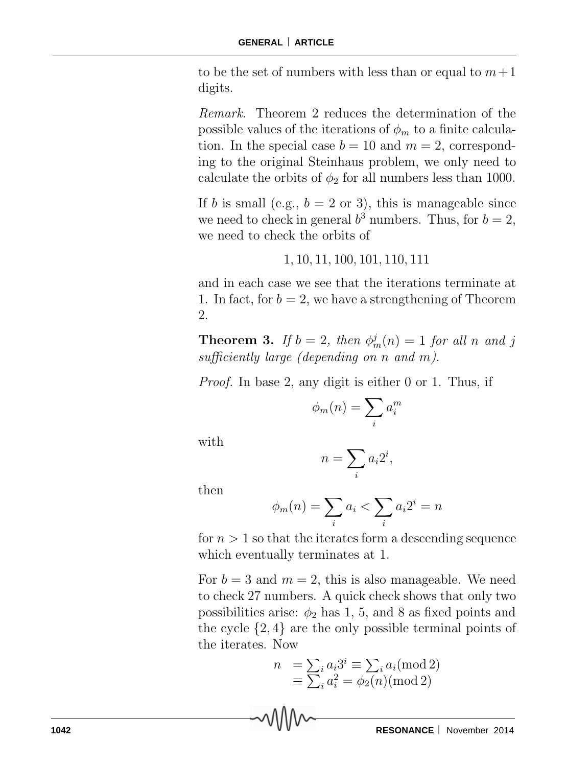to be the set of numbers with less than or equal to $m+1$ digits.

*Remark.* Theorem 2 reduces the determination of the possible values of the iterations of $\phi_m$ to a finite calculation. In the special case $b = 10$ and $m = 2$, corresponding to the original Steinhaus problem, we only need to calculate the orbits of $\phi_2$ for all numbers less than 1000.

If $b$ is small (e.g., $b = 2$ or 3), this is manageable since we need to check in general $b^3$ numbers. Thus, for $b = 2$, we need to check the orbits of

$$1, 10, 11, 100, 101, 110, 111$$

and in each case we see that the iterations terminate at 1. In fact, for $b = 2$, we have a strengthening of Theorem 2.

**Theorem 3.** *If $b = 2$, then $\phi_m^j(n) = 1$ for all $n$ and $j$ sufficiently large (depending on $n$ and $m$).*

*Proof.* In base 2, any digit is either 0 or 1. Thus, if

$$\phi_m(n) = \sum_i a_i^m$$

with

$$n = \sum_i a_i 2^i,$$

then

$$\phi_m(n) = \sum_i a_i < \sum_i a_i 2^i = n$$

for $n > 1$ so that the iterates form a descending sequence which eventually terminates at 1.

For $b = 3$ and $m = 2$, this is also manageable. We need to check 27 numbers. A quick check shows that only two possibilities arise: $\phi_2$ has 1, 5, and 8 as fixed points and the cycle $\{2, 4\}$ are the only possible terminal points of the iterates. Now

$$\begin{aligned} n &= \textstyle\sum_i a_i 3^i \equiv \sum_i a_i (\bmod 2) \\ &\equiv \textstyle\sum_i a_i^2 = \phi_2(n) (\bmod 2) \end{aligned}$$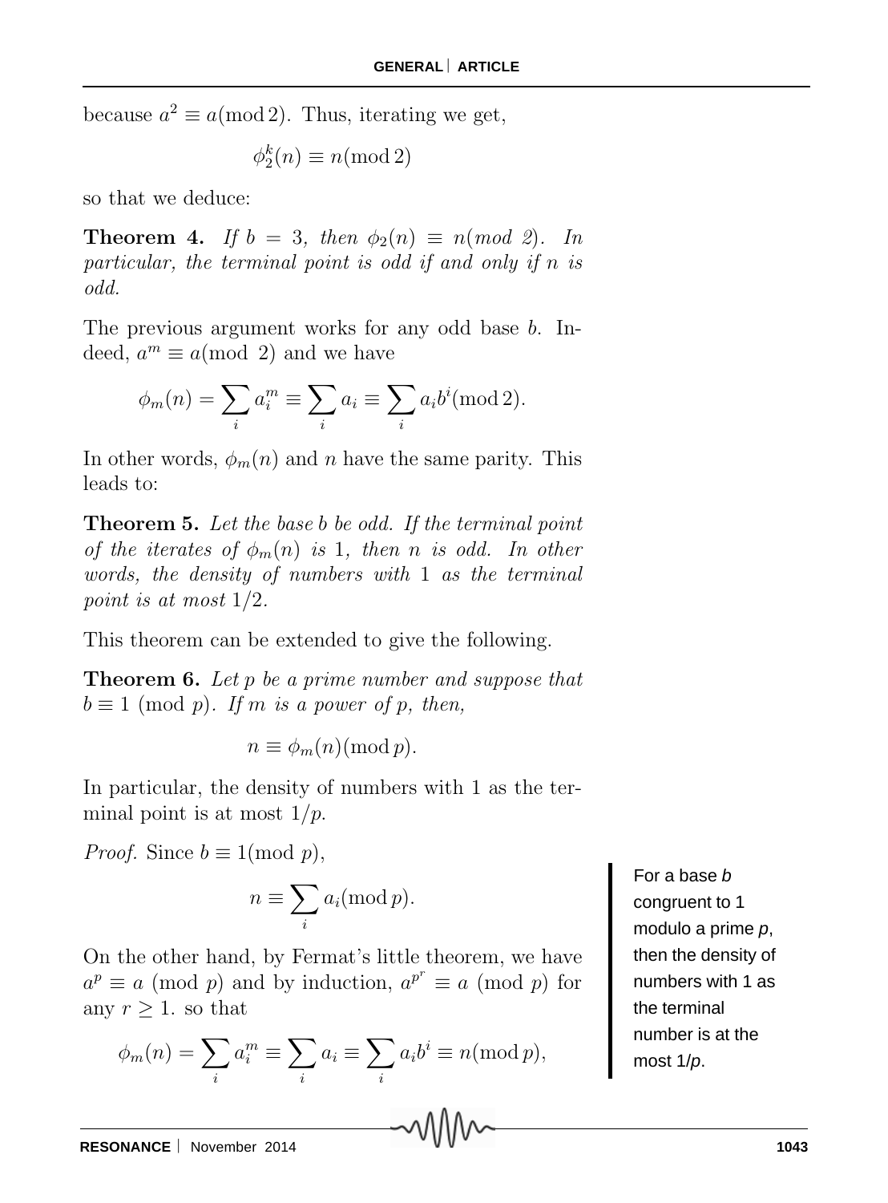because $a^2 \equiv a (\bmod 2)$. Thus, iterating we get,

$$\phi_2^k(n) \equiv n (\bmod 2)$$

so that we deduce:

**Theorem 4.** *If $b = 3$, then $\phi_2(n) \equiv n (mod\ 2)$. In particular, the terminal point is odd if and only if $n$ is odd.*

The previous argument works for any odd base $b$. Indeed, $a^m \equiv a (\bmod\ 2)$ and we have

$$\phi_m(n) = \sum_i a_i^m \equiv \sum_i a_i \equiv \sum_i a_i b^i (\bmod 2).$$

In other words, $\phi_m(n)$ and $n$ have the same parity. This leads to:

**Theorem 5.** *Let the base $b$ be odd. If the terminal point of the iterates of $\phi_m(n)$ is 1, then $n$ is odd. In other words, the density of numbers with 1 as the terminal point is at most $1/2$.*

This theorem can be extended to give the following.

**Theorem 6.** *Let $p$ be a prime number and suppose that $b \equiv 1 \ (\bmod\ p)$. If $m$ is a power of $p$, then,*

$$n \equiv \phi_m(n) (\bmod p).$$

*In particular, the density of numbers with 1 as the terminal point is at most $1/p$.*

*Proof.* Since $b \equiv 1 (\bmod\ p)$,

$$n \equiv \sum_i a_i (\bmod p).$$

On the other hand, by Fermat's little theorem, we have $a^p \equiv a \ (\bmod\ p)$ and by induction, $a^{p^r} \equiv a \ (\bmod\ p)$ for any $r \geq 1$. so that

$$\phi_m(n) = \sum_i a_i^m \equiv \sum_i a_i \equiv \sum_i a_i b^i \equiv n (\bmod p),$$

For a base $b$ congruent to 1 modulo a prime $p$, then the density of numbers with 1 as the terminal number is at the most $1/p$.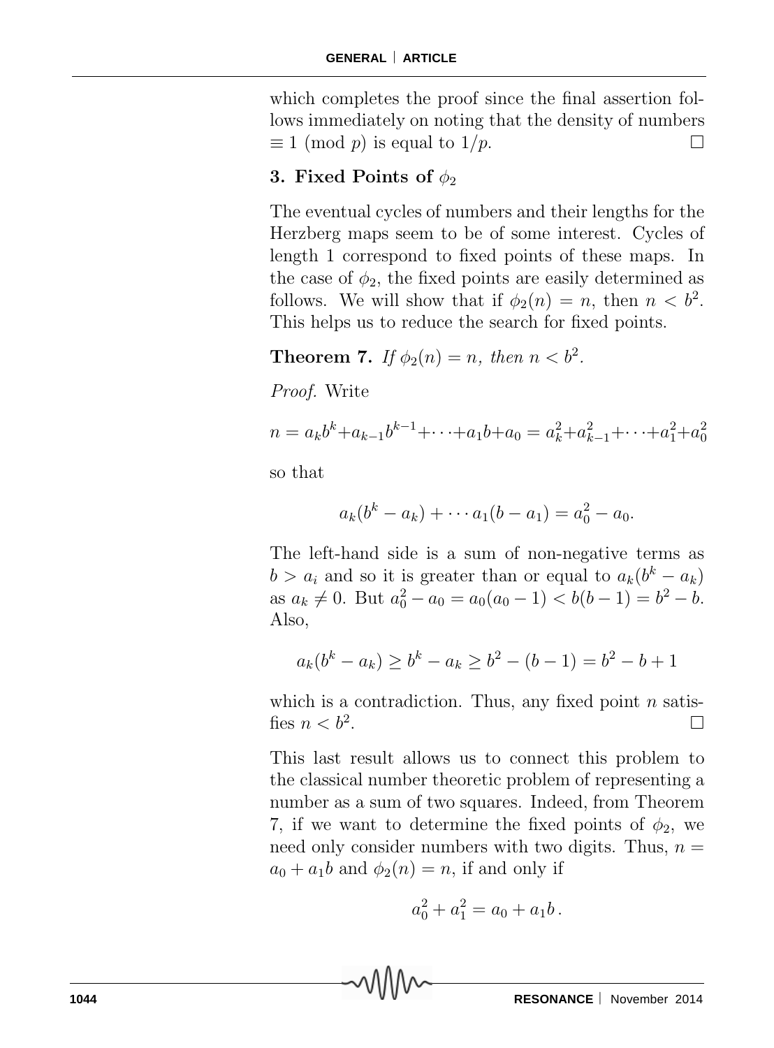which completes the proof since the final assertion follows immediately on noting that the density of numbers $\equiv 1 \pmod{p}$ is equal to $1/p$. □

## 3. Fixed Points of $\phi_2$

The eventual cycles of numbers and their lengths for the Herzberg maps seem to be of some interest. Cycles of length 1 correspond to fixed points of these maps. In the case of $\phi_2$, the fixed points are easily determined as follows. We will show that if $\phi_2(n) = n$, then $n < b^2$. This helps us to reduce the search for fixed points.

**Theorem 7.** *If $\phi_2(n) = n$, then $n < b^2$.*

*Proof.* Write

$$n = a_k b^k + a_{k-1} b^{k-1} + \cdots + a_1 b + a_0 = a_k^2 + a_{k-1}^2 + \cdots + a_1^2 + a_0^2$$

so that

$$a_k(b^k - a_k) + \cdots a_1(b - a_1) = a_0^2 - a_0.$$

The left-hand side is a sum of non-negative terms as $b > a_i$ and so it is greater than or equal to $a_k(b^k - a_k)$ as $a_k \neq 0$. But $a_0^2 - a_0 = a_0(a_0 - 1) < b(b-1) = b^2 - b$. Also,

$$a_k(b^k - a_k) \geq b^k - a_k \geq b^2 - (b-1) = b^2 - b + 1$$

which is a contradiction. Thus, any fixed point $n$ satisfies $n < b^2$. □

This last result allows us to connect this problem to the classical number theoretic problem of representing a number as a sum of two squares. Indeed, from Theorem 7, if we want to determine the fixed points of $\phi_2$, we need only consider numbers with two digits. Thus, $n = a_0 + a_1 b$ and $\phi_2(n) = n$, if and only if

$$a_0^2 + a_1^2 = a_0 + a_1 b\,.$$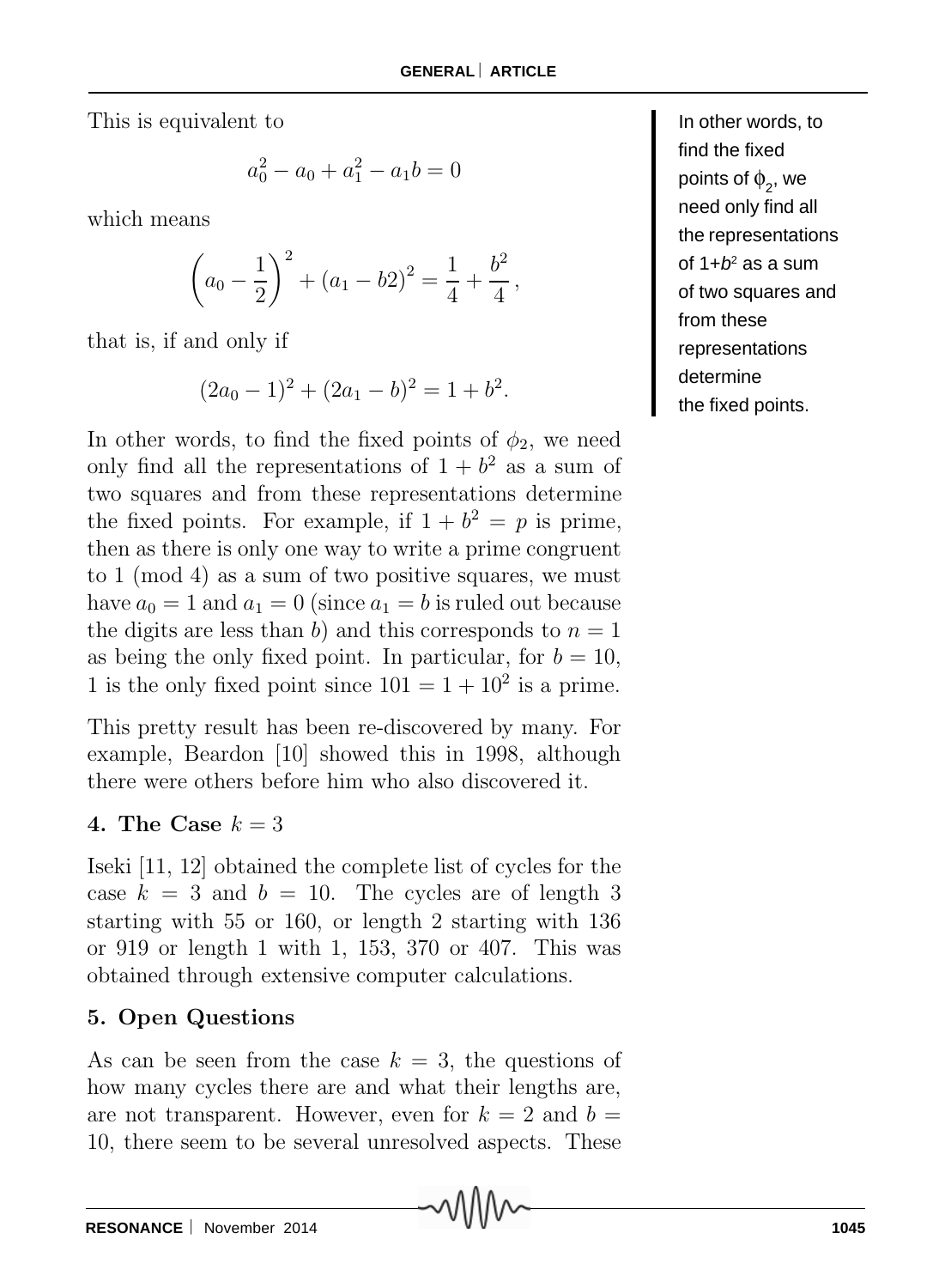This is equivalent to

$$a_0^2 - a_0 + a_1^2 - a_1 b = 0$$

which means

$$\left(a_0 - \frac{1}{2}\right)^2 + (a_1 - b2)^2 = \frac{1}{4} + \frac{b^2}{4}\,,$$

that is, if and only if

$$(2a_0 - 1)^2 + (2a_1 - b)^2 = 1 + b^2.$$

In other words, to find the fixed points of $\phi_2$, we need only find all the representations of $1 + b^2$ as a sum of two squares and from these representations determine the fixed points. For example, if $1 + b^2 = p$ is prime, then as there is only one way to write a prime congruent to 1 (mod 4) as a sum of two positive squares, we must have $a_0 = 1$ and $a_1 = 0$ (since $a_1 = b$ is ruled out because the digits are less than $b$) and this corresponds to $n = 1$ as being the only fixed point. In particular, for $b = 10$, 1 is the only fixed point since $101 = 1 + 10^2$ is a prime.

> In other words, to find the fixed points of $\phi_2$, we need only find all the representations of $1+b^2$ as a sum of two squares and from these representations determine the fixed points.

This pretty result has been re-discovered by many. For example, Beardon [10] showed this in 1998, although there were others before him who also discovered it.

## 4. The Case $k = 3$

Iseki [11, 12] obtained the complete list of cycles for the case $k = 3$ and $b = 10$. The cycles are of length 3 starting with 55 or 160, or length 2 starting with 136 or 919 or length 1 with 1, 153, 370 or 407. This was obtained through extensive computer calculations.

## 5. Open Questions

As can be seen from the case $k = 3$, the questions of how many cycles there are and what their lengths are, are not transparent. However, even for $k = 2$ and $b = 10$, there seem to be several unresolved aspects. These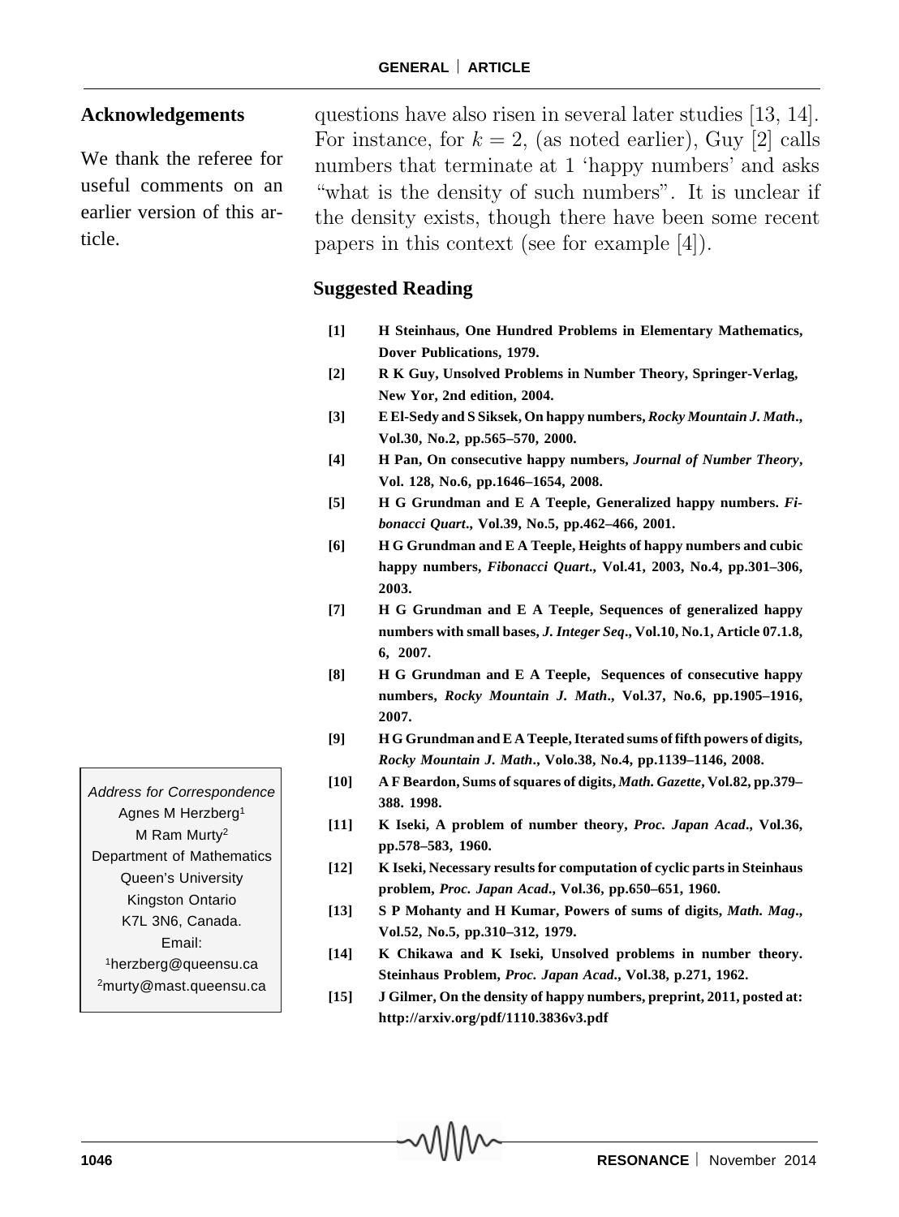questions have also risen in several later studies [13, 14]. For instance, for $k = 2$, (as noted earlier), Guy [2] calls numbers that terminate at 1 'happy numbers' and asks "what is the density of such numbers". It is unclear if the density exists, though there have been some recent papers in this context (see for example [4]).

## Acknowledgements

We thank the referee for useful comments on an earlier version of this article.

## Suggested Reading

[1] H Steinhaus, One Hundred Problems in Elementary Mathematics, Dover Publications, 1979.

[2] R K Guy, Unsolved Problems in Number Theory, Springer-Verlag, New Yor, 2nd edition, 2004.

[3] E El-Sedy and S Siksek, On happy numbers, *Rocky Mountain J. Math*., Vol.30, No.2, pp.565–570, 2000.

[4] H Pan, On consecutive happy numbers, *Journal of Number Theory*, Vol. 128, No.6, pp.1646–1654, 2008.

[5] H G Grundman and E A Teeple, Generalized happy numbers. *Fibonacci Quart*., Vol.39, No.5, pp.462–466, 2001.

[6] H G Grundman and E A Teeple, Heights of happy numbers and cubic happy numbers, *Fibonacci Quart*., Vol.41, 2003, No.4, pp.301–306, 2003.

[7] H G Grundman and E A Teeple, Sequences of generalized happy numbers with small bases, *J. Integer Seq*., Vol.10, No.1, Article 07.1.8, 6, 2007.

[8] H G Grundman and E A Teeple, Sequences of consecutive happy numbers, *Rocky Mountain J. Math*., Vol.37, No.6, pp.1905–1916, 2007.

[9] H G Grundman and E A Teeple, Iterated sums of fifth powers of digits, *Rocky Mountain J. Math*., Volo.38, No.4, pp.1139–1146, 2008.

[10] A F Beardon, Sums of squares of digits, *Math. Gazette*, Vol.82, pp.379–388. 1998.

[11] K Iseki, A problem of number theory, *Proc. Japan Acad*., Vol.36, pp.578–583, 1960.

[12] K Iseki, Necessary results for computation of cyclic parts in Steinhaus problem, *Proc. Japan Acad*., Vol.36, pp.650–651, 1960.

[13] S P Mohanty and H Kumar, Powers of sums of digits, *Math. Mag*., Vol.52, No.5, pp.310–312, 1979.

[14] K Chikawa and K Iseki, Unsolved problems in number theory. Steinhaus Problem, *Proc. Japan Acad*., Vol.38, p.271, 1962.

[15] J Gilmer, On the density of happy numbers, preprint, 2011, posted at: http://arxiv.org/pdf/1110.3836v3.pdf

*Address for Correspondence*
Agnes M Herzberg[1]
M Ram Murty[2]
Department of Mathematics
Queen's University
Kingston Ontario
K7L 3N6, Canada.
Email:
[1]herzberg@queensu.ca
[2]murty@mast.queensu.ca